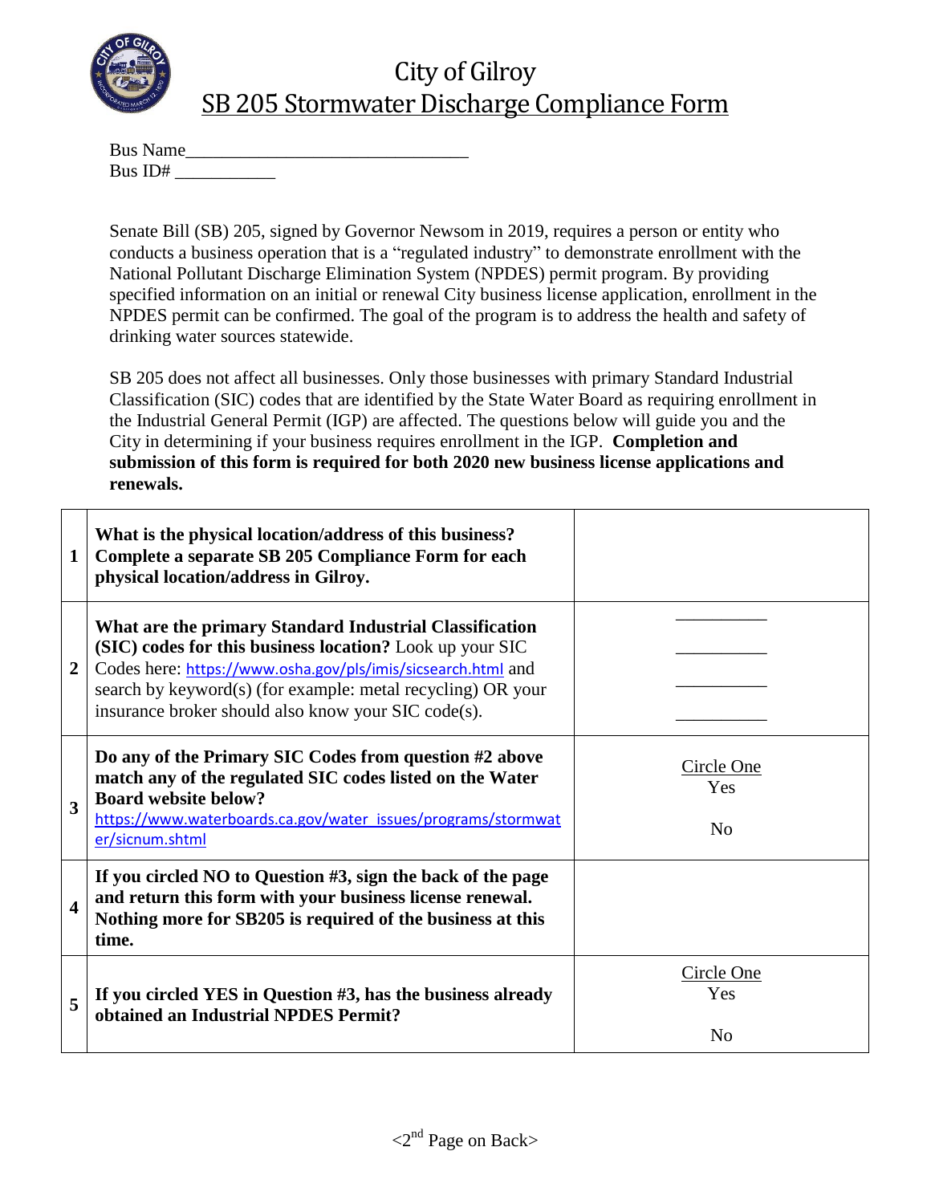# City of Gilroy

## SB 205 Stormwater Discharge Compliance Form

Bus Name_______________________________

Bus ID# ___________

Senate Bill (SB) 205, signed by Governor Newsom in 2019, requires a person or entity who conducts a business operation that is a "regulated industry" to demonstrate enrollment with the National Pollutant Discharge Elimination System (NPDES) permit program. By providing specified information on an initial or renewal City business license application, enrollment in the NPDES permit can be confirmed. The goal of the program is to address the health and safety of drinking water sources statewide.

SB 205 does not affect all businesses. Only those businesses with primary Standard Industrial Classification (SIC) codes that are identified by the State Water Board as requiring enrollment in the Industrial General Permit (IGP) are affected. The questions below will guide you and the City in determining if your business requires enrollment in the IGP. **Completion and submission of this form is required for both 2020 new business license applications and renewals.**

| | | |
|---|---|---|
| **1** | **What is the physical location/address of this business? Complete a separate SB 205 Compliance Form for each physical location/address in Gilroy.** | |
| **2** | **What are the primary Standard Industrial Classification (SIC) codes for this business location?** Look up your SIC Codes here: https://www.osha.gov/pls/imis/sicsearch.html and search by keyword(s) (for example: metal recycling) OR your insurance broker should also know your SIC code(s). | __________<br>__________<br>__________<br>__________ |
| **3** | **Do any of the Primary SIC Codes from question #2 above match any of the regulated SIC codes listed on the Water Board website below?** https://www.waterboards.ca.gov/water_issues/programs/stormwater/sicnum.shtml | Circle One<br>Yes<br><br>No |
| **4** | **If you circled NO to Question #3, sign the back of the page and return this form with your business license renewal. Nothing more for SB205 is required of the business at this time.** | |
| **5** | **If you circled YES in Question #3, has the business already obtained an Industrial NPDES Permit?** | Circle One<br>Yes<br><br>No |

<2nd Page on Back>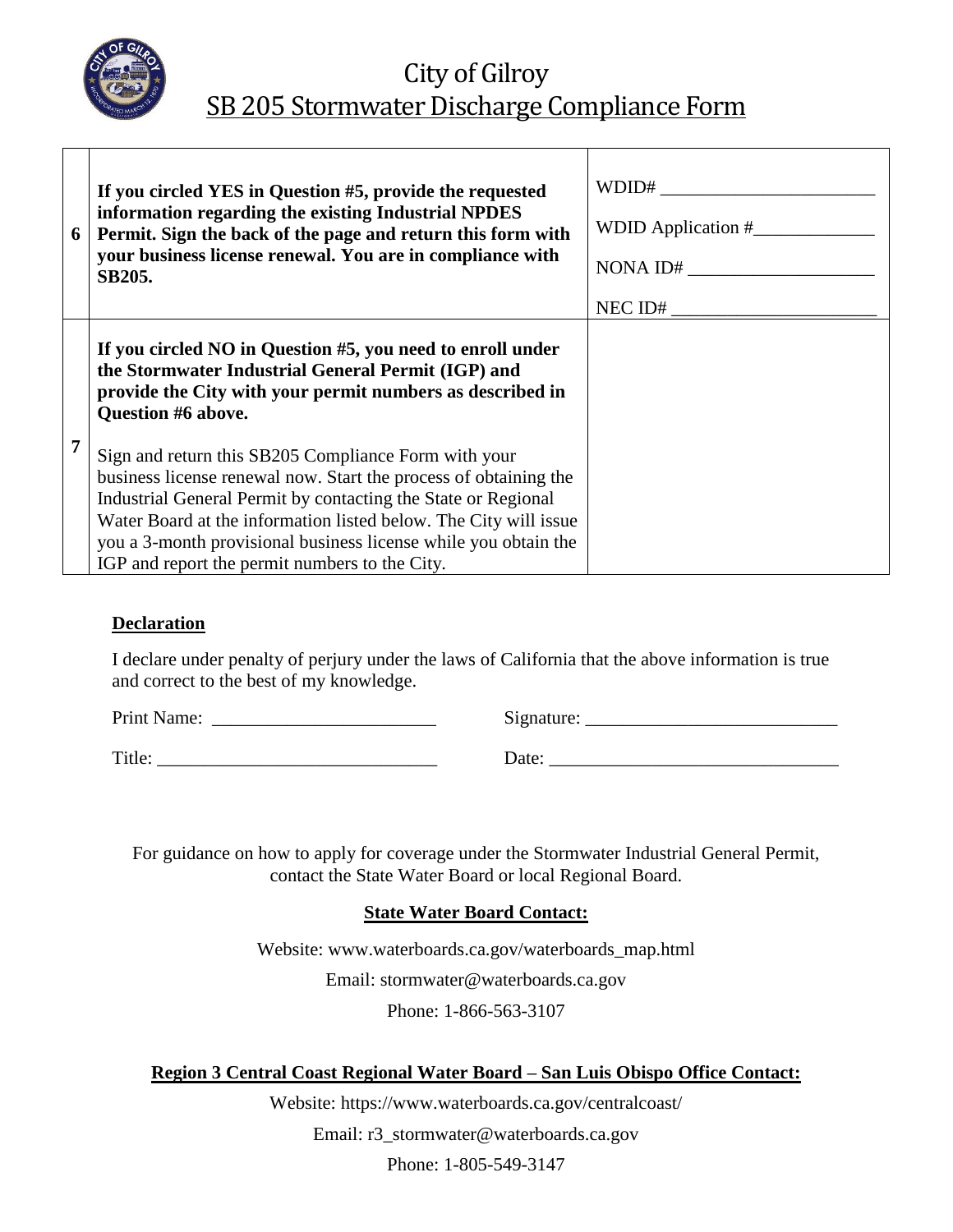# City of Gilroy
## SB 205 Stormwater Discharge Compliance Form

| | | |
|---|---|---|
| 6 | **If you circled YES in Question #5, provide the requested information regarding the existing Industrial NPDES Permit. Sign the back of the page and return this form with your business license renewal. You are in compliance with SB205.** | WDID# ________________________<br>WDID Application #_____________<br>NONA ID# ____________________<br>NEC ID# ______________________ |
| 7 | **If you circled NO in Question #5, you need to enroll under the Stormwater Industrial General Permit (IGP) and provide the City with your permit numbers as described in Question #6 above.**<br><br>Sign and return this SB205 Compliance Form with your business license renewal now. Start the process of obtaining the Industrial General Permit by contacting the State or Regional Water Board at the information listed below. The City will issue you a 3-month provisional business license while you obtain the IGP and report the permit numbers to the City. | |

**Declaration**

I declare under penalty of perjury under the laws of California that the above information is true and correct to the best of my knowledge.

Print Name: ________________________ Signature: ___________________________

Title: ______________________________ Date: _______________________________

For guidance on how to apply for coverage under the Stormwater Industrial General Permit, contact the State Water Board or local Regional Board.

**State Water Board Contact:**

Website: www.waterboards.ca.gov/waterboards_map.html

Email: stormwater@waterboards.ca.gov

Phone: 1-866-563-3107

**Region 3 Central Coast Regional Water Board – San Luis Obispo Office Contact:**

Website: https://www.waterboards.ca.gov/centralcoast/

Email: r3_stormwater@waterboards.ca.gov

Phone: 1-805-549-3147